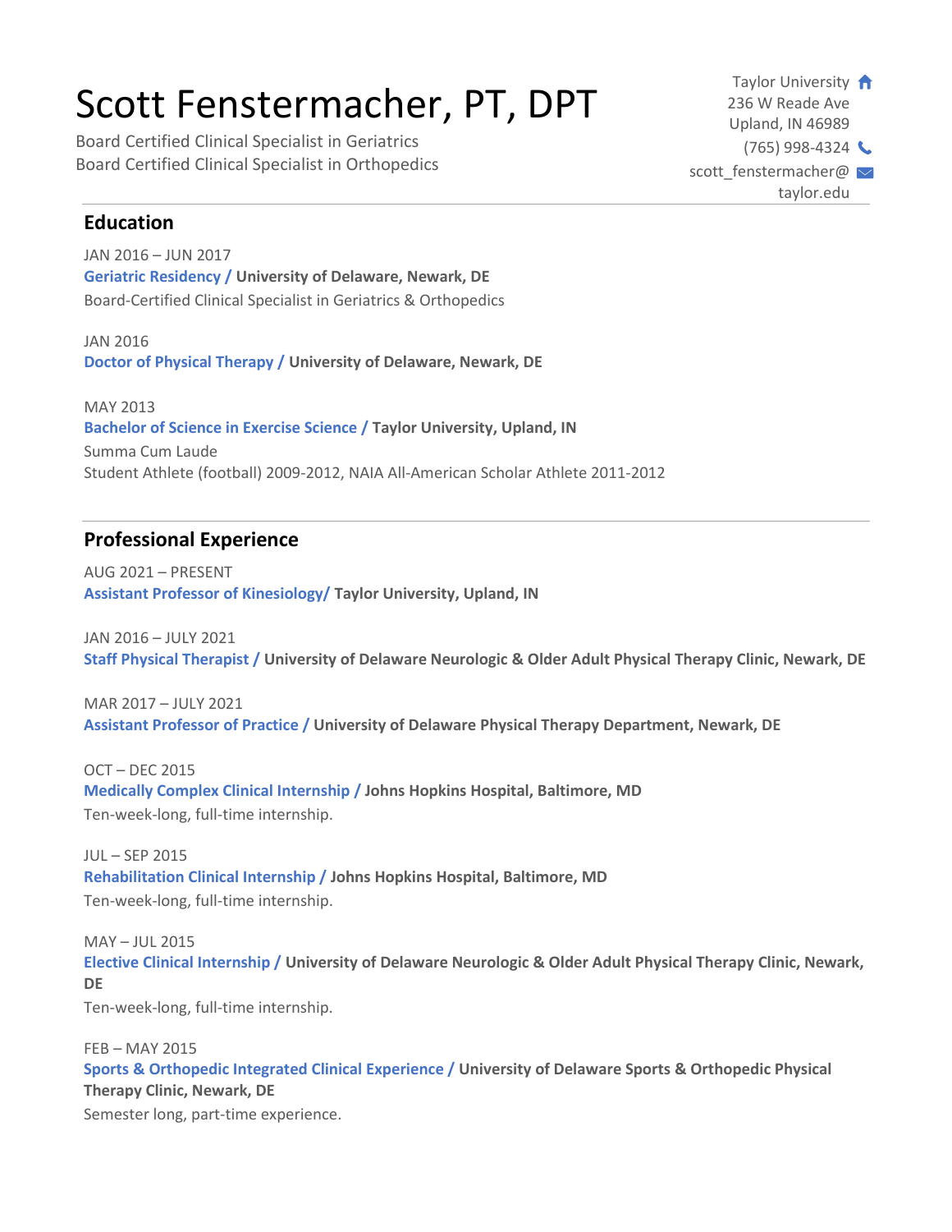# Scott Fenstermacher, PT, DPT

Board Certified Clinical Specialist in Geriatrics
Board Certified Clinical Specialist in Orthopedics

Taylor University
236 W Reade Ave
Upland, IN 46989
(765) 998-4324
scott_fenstermacher@taylor.edu

## Education

JAN 2016 – JUN 2017
**Geriatric Residency / University of Delaware, Newark, DE**
Board-Certified Clinical Specialist in Geriatrics & Orthopedics

JAN 2016
**Doctor of Physical Therapy / University of Delaware, Newark, DE**

MAY 2013
**Bachelor of Science in Exercise Science / Taylor University, Upland, IN**
Summa Cum Laude
Student Athlete (football) 2009-2012, NAIA All-American Scholar Athlete 2011-2012

## Professional Experience

AUG 2021 – PRESENT
**Assistant Professor of Kinesiology/ Taylor University, Upland, IN**

JAN 2016 – JULY 2021
**Staff Physical Therapist / University of Delaware Neurologic & Older Adult Physical Therapy Clinic, Newark, DE**

MAR 2017 – JULY 2021
**Assistant Professor of Practice / University of Delaware Physical Therapy Department, Newark, DE**

OCT – DEC 2015
**Medically Complex Clinical Internship / Johns Hopkins Hospital, Baltimore, MD**
Ten-week-long, full-time internship.

JUL – SEP 2015
**Rehabilitation Clinical Internship / Johns Hopkins Hospital, Baltimore, MD**
Ten-week-long, full-time internship.

MAY – JUL 2015
**Elective Clinical Internship / University of Delaware Neurologic & Older Adult Physical Therapy Clinic, Newark, DE**
Ten-week-long, full-time internship.

FEB – MAY 2015
**Sports & Orthopedic Integrated Clinical Experience / University of Delaware Sports & Orthopedic Physical Therapy Clinic, Newark, DE**
Semester long, part-time experience.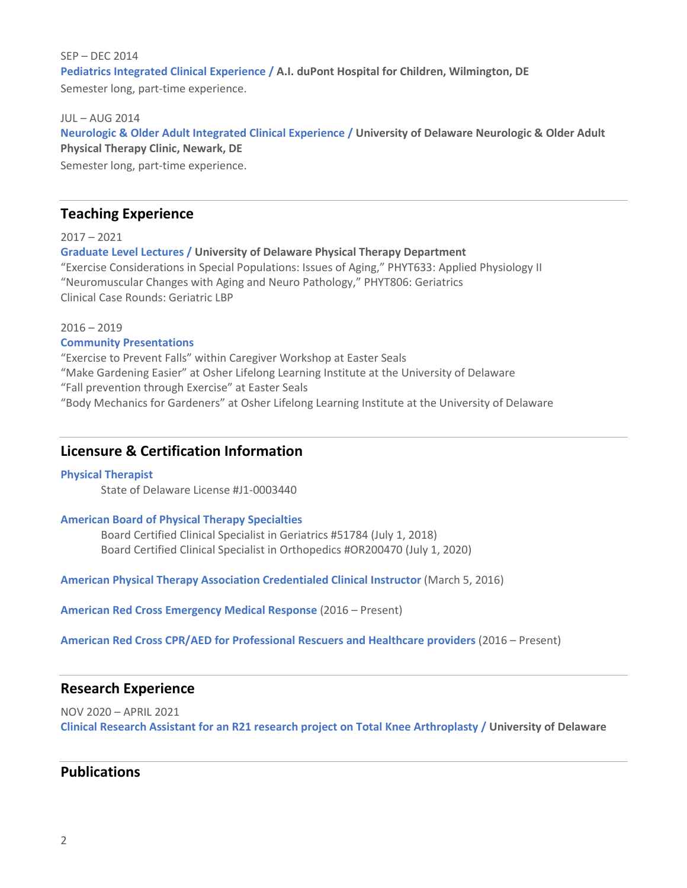SEP – DEC 2014
**Pediatrics Integrated Clinical Experience / A.I. duPont Hospital for Children, Wilmington, DE**
Semester long, part-time experience.

JUL – AUG 2014
**Neurologic & Older Adult Integrated Clinical Experience / University of Delaware Neurologic & Older Adult Physical Therapy Clinic, Newark, DE**
Semester long, part-time experience.

## Teaching Experience

2017 – 2021
**Graduate Level Lectures / University of Delaware Physical Therapy Department**
"Exercise Considerations in Special Populations: Issues of Aging," PHYT633: Applied Physiology II
"Neuromuscular Changes with Aging and Neuro Pathology," PHYT806: Geriatrics
Clinical Case Rounds: Geriatric LBP

2016 – 2019
**Community Presentations**
"Exercise to Prevent Falls" within Caregiver Workshop at Easter Seals
"Make Gardening Easier" at Osher Lifelong Learning Institute at the University of Delaware
"Fall prevention through Exercise" at Easter Seals
"Body Mechanics for Gardeners" at Osher Lifelong Learning Institute at the University of Delaware

## Licensure & Certification Information

**Physical Therapist**
State of Delaware License #J1-0003440

**American Board of Physical Therapy Specialties**
Board Certified Clinical Specialist in Geriatrics #51784 (July 1, 2018)
Board Certified Clinical Specialist in Orthopedics #OR200470 (July 1, 2020)

**American Physical Therapy Association Credentialed Clinical Instructor** (March 5, 2016)

**American Red Cross Emergency Medical Response** (2016 – Present)

**American Red Cross CPR/AED for Professional Rescuers and Healthcare providers** (2016 – Present)

## Research Experience

NOV 2020 – APRIL 2021
**Clinical Research Assistant for an R21 research project on Total Knee Arthroplasty / University of Delaware**

## Publications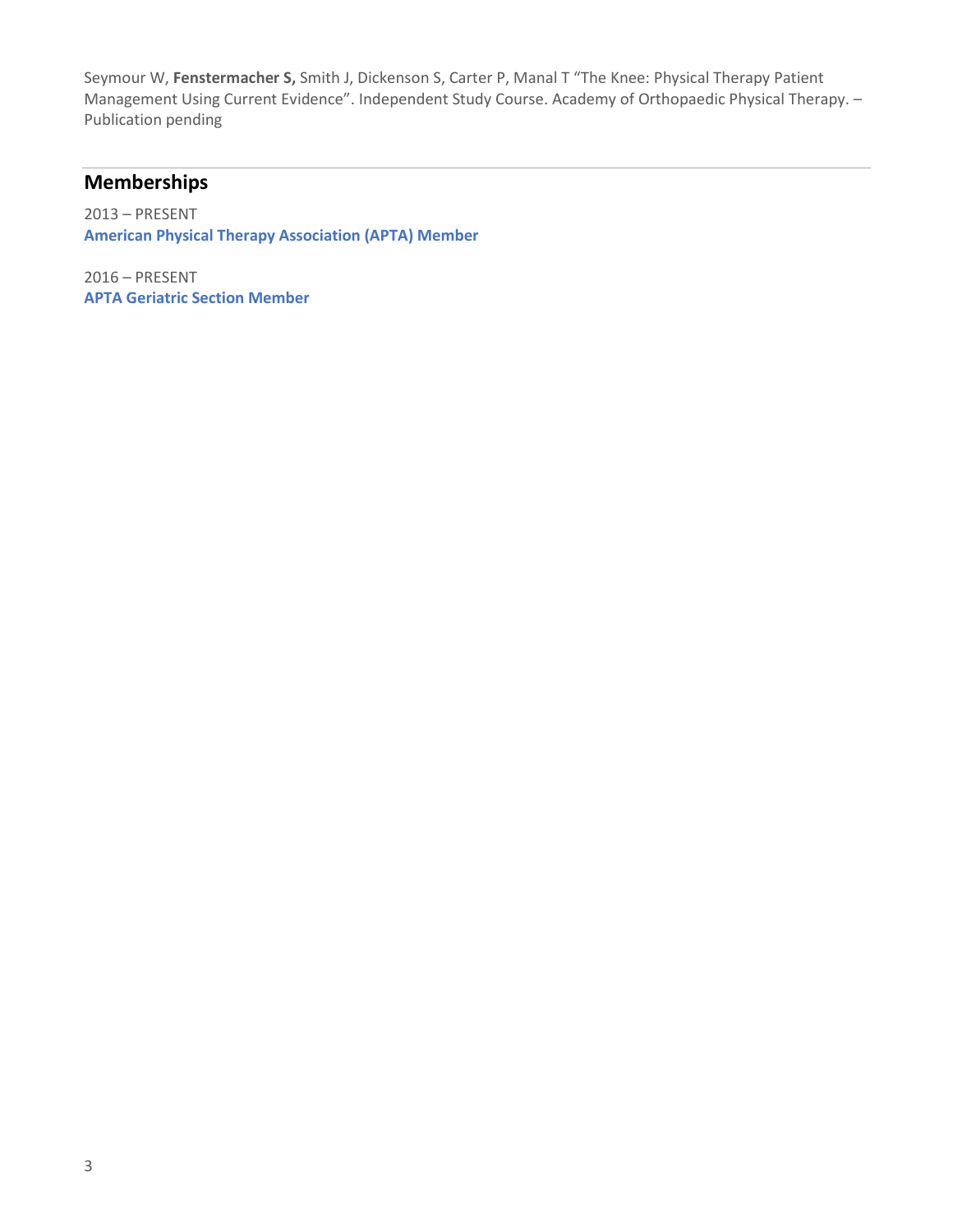Seymour W, **Fenstermacher S,** Smith J, Dickenson S, Carter P, Manal T "The Knee: Physical Therapy Patient Management Using Current Evidence". Independent Study Course. Academy of Orthopaedic Physical Therapy. – Publication pending

## Memberships

2013 – PRESENT
**American Physical Therapy Association (APTA) Member**

2016 – PRESENT
**APTA Geriatric Section Member**